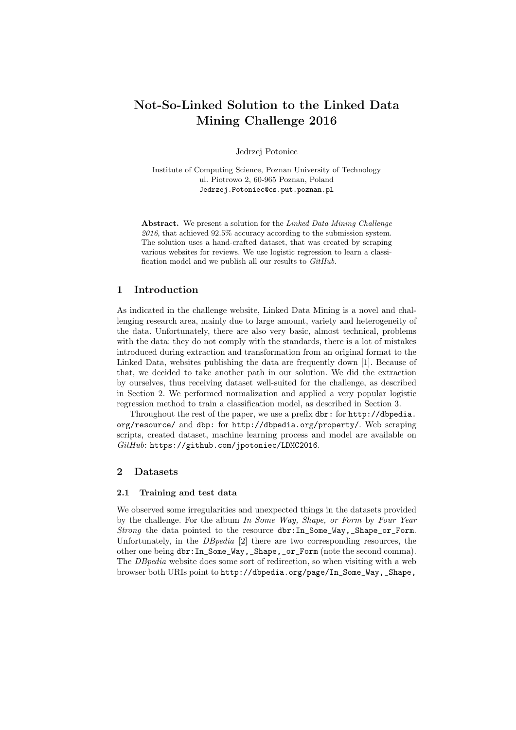# Not-So-Linked Solution to the Linked Data Mining Challenge 2016

Jedrzej Potoniec

Institute of Computing Science, Poznan University of Technology
ul. Piotrowo 2, 60-965 Poznan, Poland
`Jedrzej.Potoniec@cs.put.poznan.pl`

**Abstract.** We present a solution for the *Linked Data Mining Challenge 2016*, that achieved 92.5% accuracy according to the submission system. The solution uses a hand-crafted dataset, that was created by scraping various websites for reviews. We use logistic regression to learn a classification model and we publish all our results to *GitHub*.

## 1 Introduction

As indicated in the challenge website, Linked Data Mining is a novel and challenging research area, mainly due to large amount, variety and heterogeneity of the data. Unfortunately, there are also very basic, almost technical, problems with the data: they do not comply with the standards, there is a lot of mistakes introduced during extraction and transformation from an original format to the Linked Data, websites publishing the data are frequently down [1]. Because of that, we decided to take another path in our solution. We did the extraction by ourselves, thus receiving dataset well-suited for the challenge, as described in Section 2. We performed normalization and applied a very popular logistic regression method to train a classification model, as described in Section 3.

Throughout the rest of the paper, we use a prefix `dbr:` for `http://dbpedia.org/resource/` and `dbp:` for `http://dbpedia.org/property/`. Web scraping scripts, created dataset, machine learning process and model are available on *GitHub*: `https://github.com/jpotoniec/LDMC2016`.

## 2 Datasets

### 2.1 Training and test data

We observed some irregularities and unexpected things in the datasets provided by the challenge. For the album *In Some Way, Shape, or Form* by *Four Year Strong* the data pointed to the resource `dbr:In_Some_Way,_Shape_or_Form`. Unfortunately, in the *DBpedia* [2] there are two corresponding resources, the other one being `dbr:In_Some_Way,_Shape,_or_Form` (note the second comma). The *DBpedia* website does some sort of redirection, so when visiting with a web browser both URIs point to `http://dbpedia.org/page/In_Some_Way,_Shape,`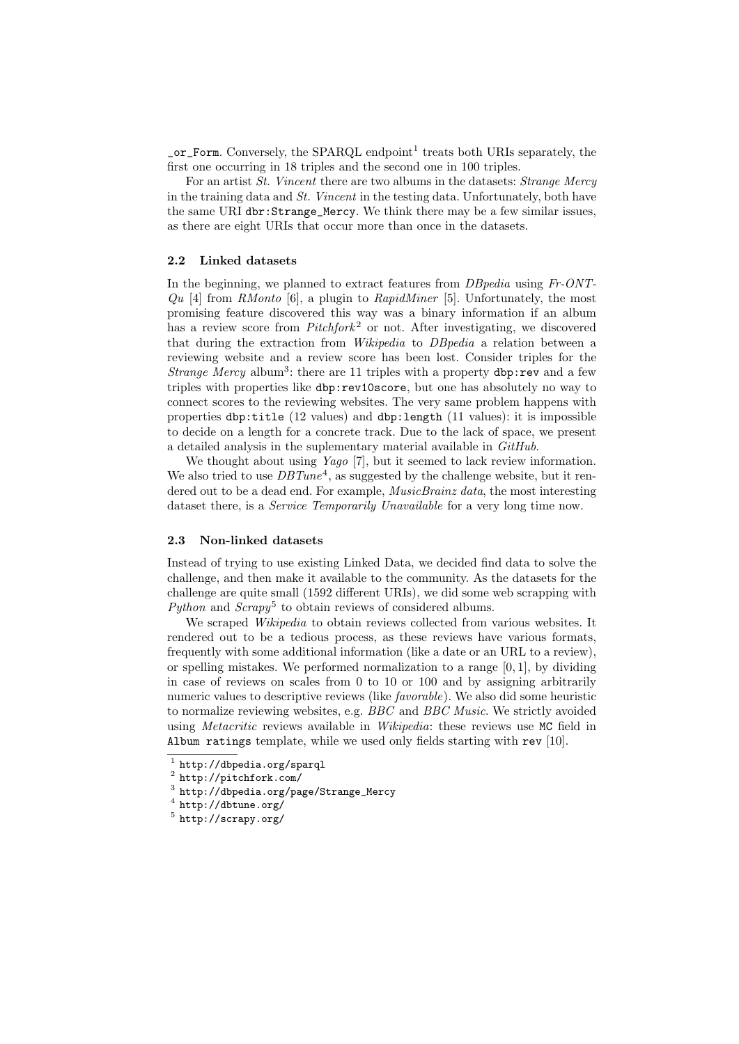_or_Form. Conversely, the SPARQL endpoint[1] treats both URIs separately, the first one occurring in 18 triples and the second one in 100 triples.

For an artist *St. Vincent* there are two albums in the datasets: *Strange Mercy* in the training data and *St. Vincent* in the testing data. Unfortunately, both have the same URI `dbr:Strange_Mercy`. We think there may be a few similar issues, as there are eight URIs that occur more than once in the datasets.

### 2.2 Linked datasets

In the beginning, we planned to extract features from *DBpedia* using *Fr-ONT-Qu* [4] from *RMonto* [6], a plugin to *RapidMiner* [5]. Unfortunately, the most promising feature discovered this way was a binary information if an album has a review score from *Pitchfork*[2] or not. After investigating, we discovered that during the extraction from *Wikipedia* to *DBpedia* a relation between a reviewing website and a review score has been lost. Consider triples for the *Strange Mercy* album[3]: there are 11 triples with a property `dbp:rev` and a few triples with properties like `dbp:rev10score`, but one has absolutely no way to connect scores to the reviewing websites. The very same problem happens with properties `dbp:title` (12 values) and `dbp:length` (11 values): it is impossible to decide on a length for a concrete track. Due to the lack of space, we present a detailed analysis in the suplementary material available in *GitHub*.

We thought about using *Yago* [7], but it seemed to lack review information. We also tried to use *DBTune*[4], as suggested by the challenge website, but it rendered out to be a dead end. For example, *MusicBrainz data*, the most interesting dataset there, is a *Service Temporarily Unavailable* for a very long time now.

### 2.3 Non-linked datasets

Instead of trying to use existing Linked Data, we decided find data to solve the challenge, and then make it available to the community. As the datasets for the challenge are quite small (1592 different URIs), we did some web scrapping with *Python* and *Scrapy*[5] to obtain reviews of considered albums.

We scraped *Wikipedia* to obtain reviews collected from various websites. It rendered out to be a tedious process, as these reviews have various formats, frequently with some additional information (like a date or an URL to a review), or spelling mistakes. We performed normalization to a range $[0, 1]$, by dividing in case of reviews on scales from 0 to 10 or 100 and by assigning arbitrarily numeric values to descriptive reviews (like *favorable*). We also did some heuristic to normalize reviewing websites, e.g. *BBC* and *BBC Music*. We strictly avoided using *Metacritic* reviews available in *Wikipedia*: these reviews use `MC` field in `Album ratings` template, while we used only fields starting with `rev` [10].

[1] http://dbpedia.org/sparql

[2] http://pitchfork.com/

[3] http://dbpedia.org/page/Strange_Mercy

[4] http://dbtune.org/

[5] http://scrapy.org/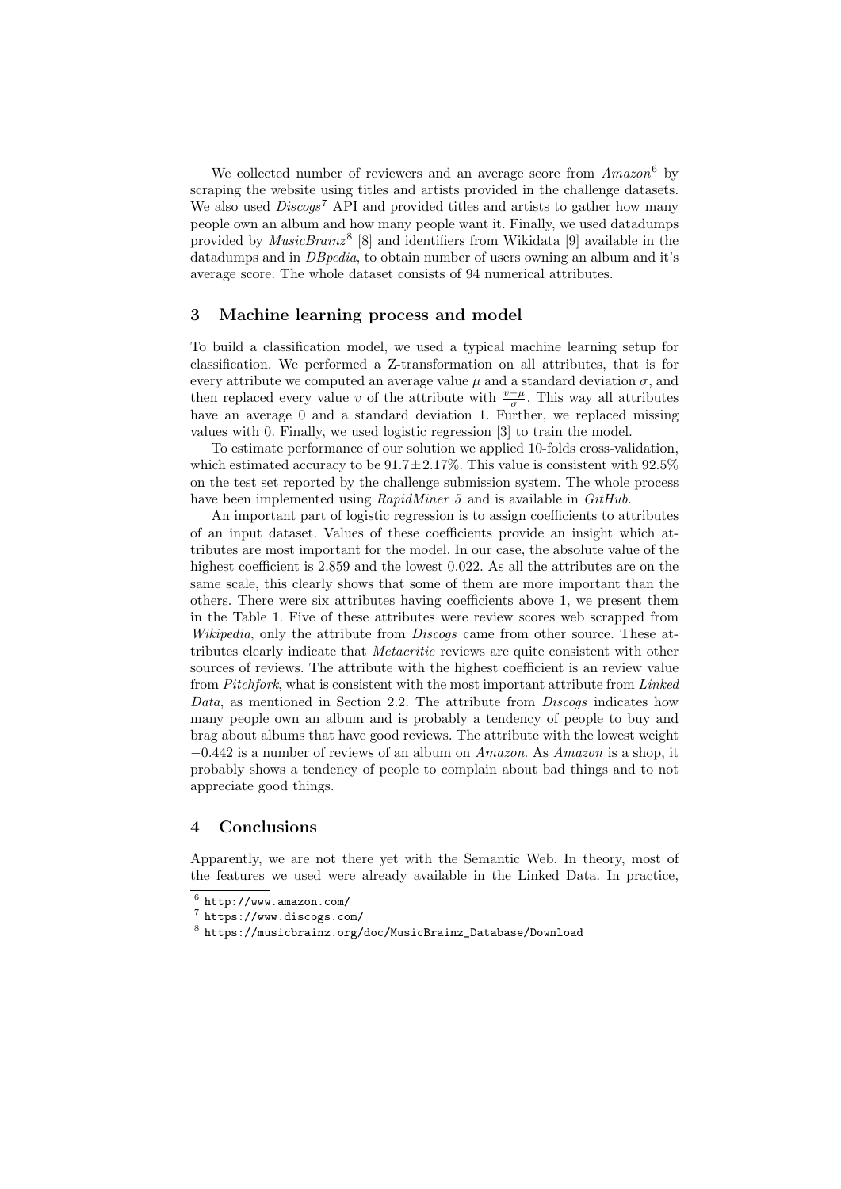We collected number of reviewers and an average score from *Amazon*[6] by scraping the website using titles and artists provided in the challenge datasets. We also used *Discogs*[7] API and provided titles and artists to gather how many people own an album and how many people want it. Finally, we used datadumps provided by *MusicBrainz*[8] [8] and identifiers from Wikidata [9] available in the datadumps and in *DBpedia*, to obtain number of users owning an album and it's average score. The whole dataset consists of 94 numerical attributes.

## 3 Machine learning process and model

To build a classification model, we used a typical machine learning setup for classification. We performed a Z-transformation on all attributes, that is for every attribute we computed an average value $\mu$ and a standard deviation $\sigma$, and then replaced every value $v$ of the attribute with $\frac{v-\mu}{\sigma}$. This way all attributes have an average 0 and a standard deviation 1. Further, we replaced missing values with 0. Finally, we used logistic regression [3] to train the model.

To estimate performance of our solution we applied 10-folds cross-validation, which estimated accuracy to be $91.7 \pm 2.17\%$. This value is consistent with 92.5% on the test set reported by the challenge submission system. The whole process have been implemented using *RapidMiner 5* and is available in *GitHub*.

An important part of logistic regression is to assign coefficients to attributes of an input dataset. Values of these coefficients provide an insight which attributes are most important for the model. In our case, the absolute value of the highest coefficient is 2.859 and the lowest 0.022. As all the attributes are on the same scale, this clearly shows that some of them are more important than the others. There were six attributes having coefficients above 1, we present them in the Table 1. Five of these attributes were review scores web scrapped from *Wikipedia*, only the attribute from *Discogs* came from other source. These attributes clearly indicate that *Metacritic* reviews are quite consistent with other sources of reviews. The attribute with the highest coefficient is an review value from *Pitchfork*, what is consistent with the most important attribute from *Linked Data*, as mentioned in Section 2.2. The attribute from *Discogs* indicates how many people own an album and is probably a tendency of people to buy and brag about albums that have good reviews. The attribute with the lowest weight $-0.442$ is a number of reviews of an album on *Amazon*. As *Amazon* is a shop, it probably shows a tendency of people to complain about bad things and to not appreciate good things.

## 4 Conclusions

Apparently, we are not there yet with the Semantic Web. In theory, most of the features we used were already available in the Linked Data. In practice,

[6] http://www.amazon.com/

[7] https://www.discogs.com/

[8] https://musicbrainz.org/doc/MusicBrainz_Database/Download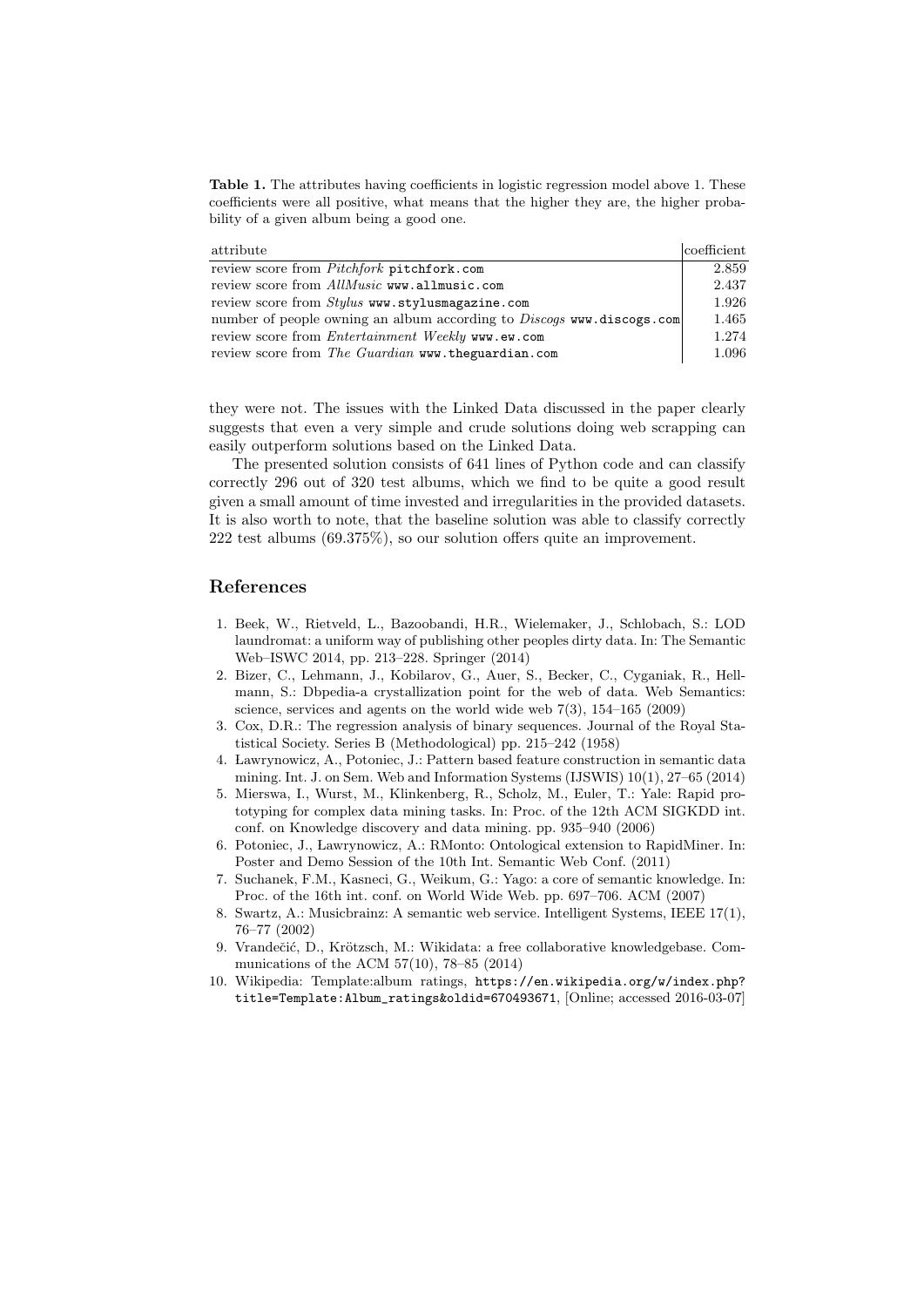**Table 1.** The attributes having coefficients in logistic regression model above 1. These coefficients were all positive, what means that the higher they are, the higher probability of a given album being a good one.

| attribute | coefficient |
| --- | --- |
| review score from *Pitchfork* `pitchfork.com` | 2.859 |
| review score from *AllMusic* `www.allmusic.com` | 2.437 |
| review score from *Stylus* `www.stylusmagazine.com` | 1.926 |
| number of people owning an album according to *Discogs* `www.discogs.com` | 1.465 |
| review score from *Entertainment Weekly* `www.ew.com` | 1.274 |
| review score from *The Guardian* `www.theguardian.com` | 1.096 |

they were not. The issues with the Linked Data discussed in the paper clearly suggests that even a very simple and crude solutions doing web scrapping can easily outperform solutions based on the Linked Data.

The presented solution consists of 641 lines of Python code and can classify correctly 296 out of 320 test albums, which we find to be quite a good result given a small amount of time invested and irregularities in the provided datasets. It is also worth to note, that the baseline solution was able to classify correctly 222 test albums (69.375%), so our solution offers quite an improvement.

## References

1. Beek, W., Rietveld, L., Bazoobandi, H.R., Wielemaker, J., Schlobach, S.: LOD laundromat: a uniform way of publishing other peoples dirty data. In: The Semantic Web–ISWC 2014, pp. 213–228. Springer (2014)
2. Bizer, C., Lehmann, J., Kobilarov, G., Auer, S., Becker, C., Cyganiak, R., Hellmann, S.: Dbpedia-a crystallization point for the web of data. Web Semantics: science, services and agents on the world wide web 7(3), 154–165 (2009)
3. Cox, D.R.: The regression analysis of binary sequences. Journal of the Royal Statistical Society. Series B (Methodological) pp. 215–242 (1958)
4. Lawrynowicz, A., Potoniec, J.: Pattern based feature construction in semantic data mining. Int. J. on Sem. Web and Information Systems (IJSWIS) 10(1), 27–65 (2014)
5. Mierswa, I., Wurst, M., Klinkenberg, R., Scholz, M., Euler, T.: Yale: Rapid prototyping for complex data mining tasks. In: Proc. of the 12th ACM SIGKDD int. conf. on Knowledge discovery and data mining. pp. 935–940 (2006)
6. Potoniec, J., Lawrynowicz, A.: RMonto: Ontological extension to RapidMiner. In: Poster and Demo Session of the 10th Int. Semantic Web Conf. (2011)
7. Suchanek, F.M., Kasneci, G., Weikum, G.: Yago: a core of semantic knowledge. In: Proc. of the 16th int. conf. on World Wide Web. pp. 697–706. ACM (2007)
8. Swartz, A.: Musicbrainz: A semantic web service. Intelligent Systems, IEEE 17(1), 76–77 (2002)
9. Vrandečić, D., Krötzsch, M.: Wikidata: a free collaborative knowledgebase. Communications of the ACM 57(10), 78–85 (2014)
10. Wikipedia: Template:album ratings, `https://en.wikipedia.org/w/index.php?title=Template:Album_ratings&oldid=670493671`, [Online; accessed 2016-03-07]